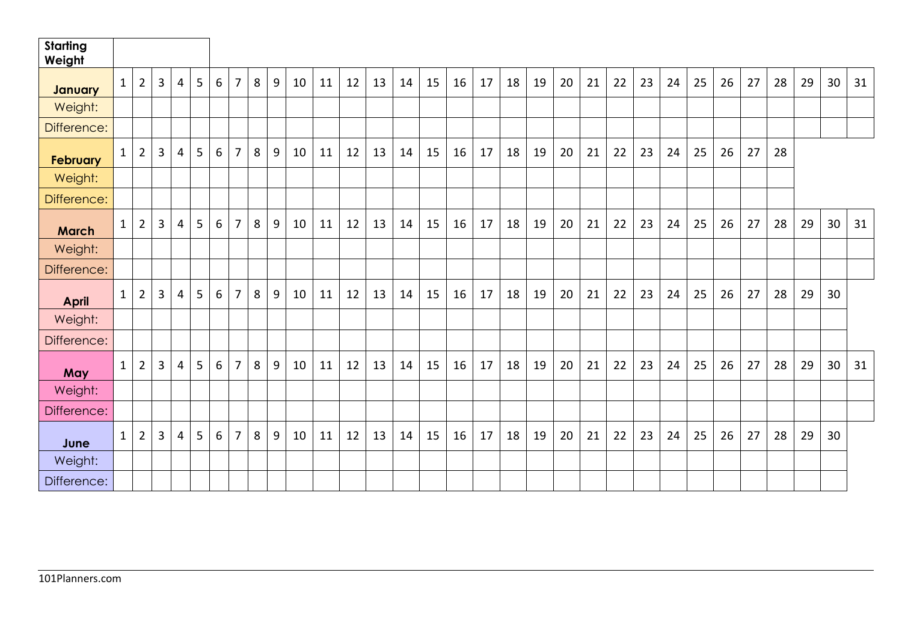| **Starting Weight** | |
|---|---|

| **January** | 1 | 2 | 3 | 4 | 5 | 6 | 7 | 8 | 9 | 10 | 11 | 12 | 13 | 14 | 15 | 16 | 17 | 18 | 19 | 20 | 21 | 22 | 23 | 24 | 25 | 26 | 27 | 28 | 29 | 30 | 31 |
|---|---|---|---|---|---|---|---|---|---|---|---|---|---|---|---|---|---|---|---|---|---|---|---|---|---|---|---|---|---|---|---|
| Weight: | | | | | | | | | | | | | | | | | | | | | | | | | | | | | | | |
| Difference: | | | | | | | | | | | | | | | | | | | | | | | | | | | | | | | |

| **February** | 1 | 2 | 3 | 4 | 5 | 6 | 7 | 8 | 9 | 10 | 11 | 12 | 13 | 14 | 15 | 16 | 17 | 18 | 19 | 20 | 21 | 22 | 23 | 24 | 25 | 26 | 27 | 28 |
|---|---|---|---|---|---|---|---|---|---|---|---|---|---|---|---|---|---|---|---|---|---|---|---|---|---|---|---|---|
| Weight: | | | | | | | | | | | | | | | | | | | | | | | | | | | | |
| Difference: | | | | | | | | | | | | | | | | | | | | | | | | | | | | |

| **March** | 1 | 2 | 3 | 4 | 5 | 6 | 7 | 8 | 9 | 10 | 11 | 12 | 13 | 14 | 15 | 16 | 17 | 18 | 19 | 20 | 21 | 22 | 23 | 24 | 25 | 26 | 27 | 28 | 29 | 30 | 31 |
|---|---|---|---|---|---|---|---|---|---|---|---|---|---|---|---|---|---|---|---|---|---|---|---|---|---|---|---|---|---|---|---|
| Weight: | | | | | | | | | | | | | | | | | | | | | | | | | | | | | | | |
| Difference: | | | | | | | | | | | | | | | | | | | | | | | | | | | | | | | |

| **April** | 1 | 2 | 3 | 4 | 5 | 6 | 7 | 8 | 9 | 10 | 11 | 12 | 13 | 14 | 15 | 16 | 17 | 18 | 19 | 20 | 21 | 22 | 23 | 24 | 25 | 26 | 27 | 28 | 29 | 30 |
|---|---|---|---|---|---|---|---|---|---|---|---|---|---|---|---|---|---|---|---|---|---|---|---|---|---|---|---|---|---|---|
| Weight: | | | | | | | | | | | | | | | | | | | | | | | | | | | | | | |
| Difference: | | | | | | | | | | | | | | | | | | | | | | | | | | | | | | |

| **May** | 1 | 2 | 3 | 4 | 5 | 6 | 7 | 8 | 9 | 10 | 11 | 12 | 13 | 14 | 15 | 16 | 17 | 18 | 19 | 20 | 21 | 22 | 23 | 24 | 25 | 26 | 27 | 28 | 29 | 30 | 31 |
|---|---|---|---|---|---|---|---|---|---|---|---|---|---|---|---|---|---|---|---|---|---|---|---|---|---|---|---|---|---|---|---|
| Weight: | | | | | | | | | | | | | | | | | | | | | | | | | | | | | | | |
| Difference: | | | | | | | | | | | | | | | | | | | | | | | | | | | | | | | |

| **June** | 1 | 2 | 3 | 4 | 5 | 6 | 7 | 8 | 9 | 10 | 11 | 12 | 13 | 14 | 15 | 16 | 17 | 18 | 19 | 20 | 21 | 22 | 23 | 24 | 25 | 26 | 27 | 28 | 29 | 30 |
|---|---|---|---|---|---|---|---|---|---|---|---|---|---|---|---|---|---|---|---|---|---|---|---|---|---|---|---|---|---|---|
| Weight: | | | | | | | | | | | | | | | | | | | | | | | | | | | | | | |
| Difference: | | | | | | | | | | | | | | | | | | | | | | | | | | | | | | |

101Planners.com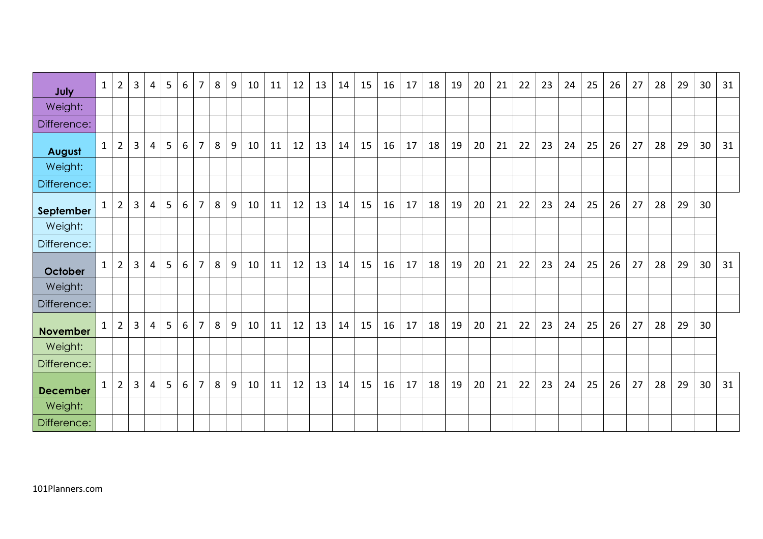| | | | | | | | | | | | | | | | | | | | | | | | | | | | | | | | |
|---|---|---|---|---|---|---|---|---|---|---|---|---|---|---|---|---|---|---|---|---|---|---|---|---|---|---|---|---|---|---|---|
| **July** | 1 | 2 | 3 | 4 | 5 | 6 | 7 | 8 | 9 | 10 | 11 | 12 | 13 | 14 | 15 | 16 | 17 | 18 | 19 | 20 | 21 | 22 | 23 | 24 | 25 | 26 | 27 | 28 | 29 | 30 | 31 |
| Weight: | | | | | | | | | | | | | | | | | | | | | | | | | | | | | | | |
| Difference: | | | | | | | | | | | | | | | | | | | | | | | | | | | | | | | |
| **August** | 1 | 2 | 3 | 4 | 5 | 6 | 7 | 8 | 9 | 10 | 11 | 12 | 13 | 14 | 15 | 16 | 17 | 18 | 19 | 20 | 21 | 22 | 23 | 24 | 25 | 26 | 27 | 28 | 29 | 30 | 31 |
| Weight: | | | | | | | | | | | | | | | | | | | | | | | | | | | | | | | |
| Difference: | | | | | | | | | | | | | | | | | | | | | | | | | | | | | | | |
| **September** | 1 | 2 | 3 | 4 | 5 | 6 | 7 | 8 | 9 | 10 | 11 | 12 | 13 | 14 | 15 | 16 | 17 | 18 | 19 | 20 | 21 | 22 | 23 | 24 | 25 | 26 | 27 | 28 | 29 | 30 | |
| Weight: | | | | | | | | | | | | | | | | | | | | | | | | | | | | | | | |
| Difference: | | | | | | | | | | | | | | | | | | | | | | | | | | | | | | | |
| **October** | 1 | 2 | 3 | 4 | 5 | 6 | 7 | 8 | 9 | 10 | 11 | 12 | 13 | 14 | 15 | 16 | 17 | 18 | 19 | 20 | 21 | 22 | 23 | 24 | 25 | 26 | 27 | 28 | 29 | 30 | 31 |
| Weight: | | | | | | | | | | | | | | | | | | | | | | | | | | | | | | | |
| Difference: | | | | | | | | | | | | | | | | | | | | | | | | | | | | | | | |
| **November** | 1 | 2 | 3 | 4 | 5 | 6 | 7 | 8 | 9 | 10 | 11 | 12 | 13 | 14 | 15 | 16 | 17 | 18 | 19 | 20 | 21 | 22 | 23 | 24 | 25 | 26 | 27 | 28 | 29 | 30 | |
| Weight: | | | | | | | | | | | | | | | | | | | | | | | | | | | | | | | |
| Difference: | | | | | | | | | | | | | | | | | | | | | | | | | | | | | | | |
| **December** | 1 | 2 | 3 | 4 | 5 | 6 | 7 | 8 | 9 | 10 | 11 | 12 | 13 | 14 | 15 | 16 | 17 | 18 | 19 | 20 | 21 | 22 | 23 | 24 | 25 | 26 | 27 | 28 | 29 | 30 | 31 |
| Weight: | | | | | | | | | | | | | | | | | | | | | | | | | | | | | | | |
| Difference: | | | | | | | | | | | | | | | | | | | | | | | | | | | | | | | |

101Planners.com